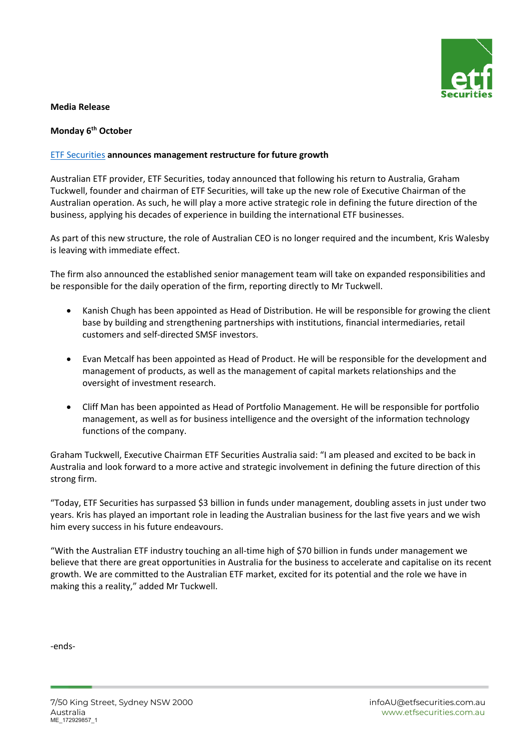**Media Release**

**Monday 6th October**

ETF Securities **announces management restructure for future growth**

Australian ETF provider, ETF Securities, today announced that following his return to Australia, Graham Tuckwell, founder and chairman of ETF Securities, will take up the new role of Executive Chairman of the Australian operation. As such, he will play a more active strategic role in defining the future direction of the business, applying his decades of experience in building the international ETF businesses.

As part of this new structure, the role of Australian CEO is no longer required and the incumbent, Kris Walesby is leaving with immediate effect.

The firm also announced the established senior management team will take on expanded responsibilities and be responsible for the daily operation of the firm, reporting directly to Mr Tuckwell.

- Kanish Chugh has been appointed as Head of Distribution. He will be responsible for growing the client base by building and strengthening partnerships with institutions, financial intermediaries, retail customers and self-directed SMSF investors.

- Evan Metcalf has been appointed as Head of Product. He will be responsible for the development and management of products, as well as the management of capital markets relationships and the oversight of investment research.

- Cliff Man has been appointed as Head of Portfolio Management. He will be responsible for portfolio management, as well as for business intelligence and the oversight of the information technology functions of the company.

Graham Tuckwell, Executive Chairman ETF Securities Australia said: "I am pleased and excited to be back in Australia and look forward to a more active and strategic involvement in defining the future direction of this strong firm.

"Today, ETF Securities has surpassed $3 billion in funds under management, doubling assets in just under two years. Kris has played an important role in leading the Australian business for the last five years and we wish him every success in his future endeavours.

"With the Australian ETF industry touching an all-time high of $70 billion in funds under management we believe that there are great opportunities in Australia for the business to accelerate and capitalise on its recent growth. We are committed to the Australian ETF market, excited for its potential and the role we have in making this a reality," added Mr Tuckwell.

-ends-

7/50 King Street, Sydney NSW 2000
Australia
ME_172929857_1

infoAU@etfsecurities.com.au
www.etfsecurities.com.au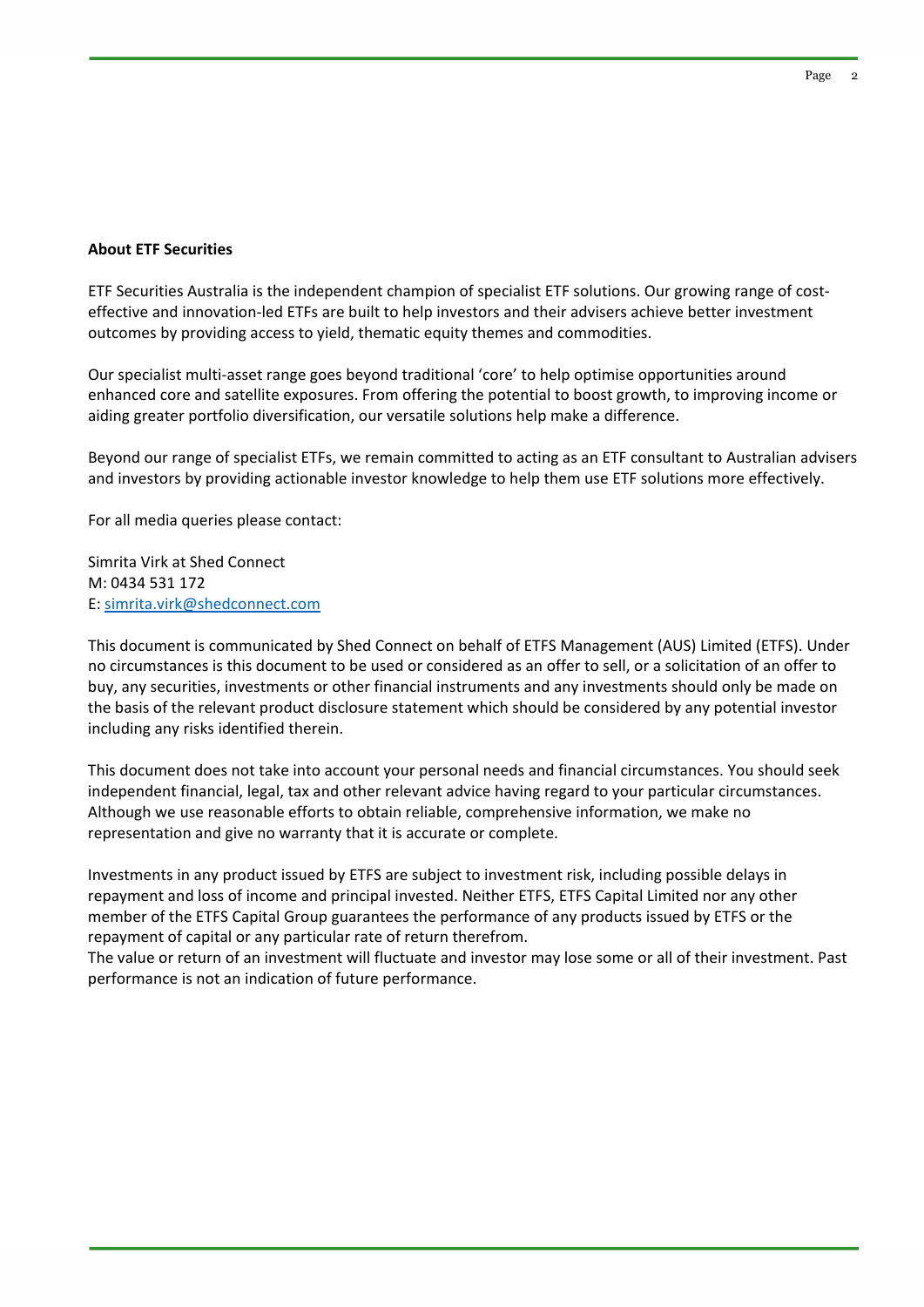**About ETF Securities**

ETF Securities Australia is the independent champion of specialist ETF solutions. Our growing range of cost-effective and innovation-led ETFs are built to help investors and their advisers achieve better investment outcomes by providing access to yield, thematic equity themes and commodities.

Our specialist multi-asset range goes beyond traditional 'core' to help optimise opportunities around enhanced core and satellite exposures. From offering the potential to boost growth, to improving income or aiding greater portfolio diversification, our versatile solutions help make a difference.

Beyond our range of specialist ETFs, we remain committed to acting as an ETF consultant to Australian advisers and investors by providing actionable investor knowledge to help them use ETF solutions more effectively.

For all media queries please contact:

Simrita Virk at Shed Connect
M: 0434 531 172
E: simrita.virk@shedconnect.com

This document is communicated by Shed Connect on behalf of ETFS Management (AUS) Limited (ETFS). Under no circumstances is this document to be used or considered as an offer to sell, or a solicitation of an offer to buy, any securities, investments or other financial instruments and any investments should only be made on the basis of the relevant product disclosure statement which should be considered by any potential investor including any risks identified therein.

This document does not take into account your personal needs and financial circumstances. You should seek independent financial, legal, tax and other relevant advice having regard to your particular circumstances. Although we use reasonable efforts to obtain reliable, comprehensive information, we make no representation and give no warranty that it is accurate or complete.

Investments in any product issued by ETFS are subject to investment risk, including possible delays in repayment and loss of income and principal invested. Neither ETFS, ETFS Capital Limited nor any other member of the ETFS Capital Group guarantees the performance of any products issued by ETFS or the repayment of capital or any particular rate of return therefrom.
The value or return of an investment will fluctuate and investor may lose some or all of their investment. Past performance is not an indication of future performance.